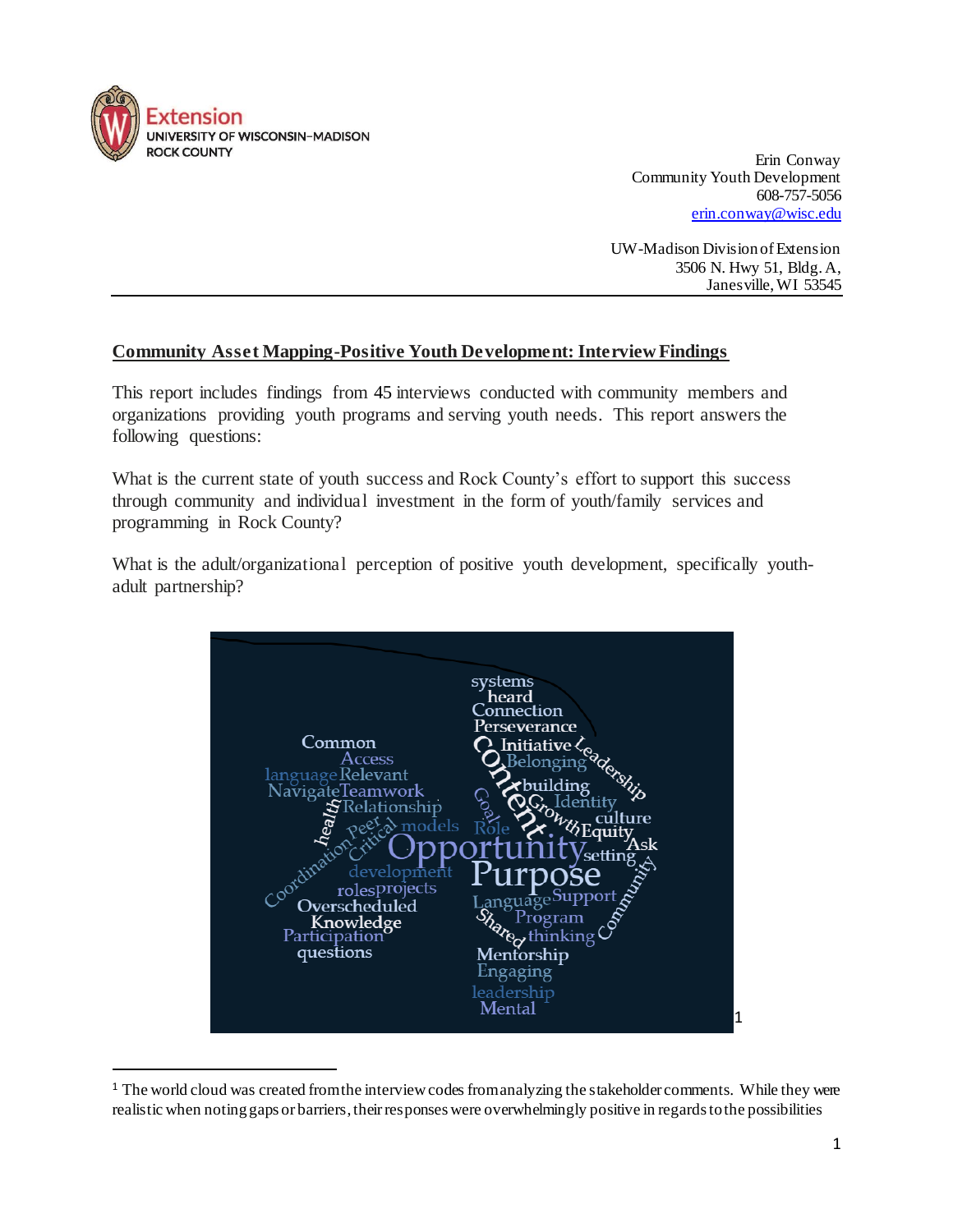Extension
UNIVERSITY OF WISCONSIN–MADISON
ROCK COUNTY

Erin Conway
Community Youth Development
608-757-5056
erin.conway@wisc.edu

UW-Madison Division of Extension
3506 N. Hwy 51, Bldg. A,
Janesville, WI 53545

## Community Asset Mapping-Positive Youth Development: Interview Findings

This report includes findings from 45 interviews conducted with community members and organizations providing youth programs and serving youth needs. This report answers the following questions:

What is the current state of youth success and Rock County's effort to support this success through community and individual investment in the form of youth/family services and programming in Rock County?

What is the adult/organizational perception of positive youth development, specifically youth-adult partnership?

[1]

[1] The world cloud was created from the interview codes from analyzing the stakeholder comments. While they were realistic when noting gaps or barriers, their responses were overwhelmingly positive in regards to the possibilities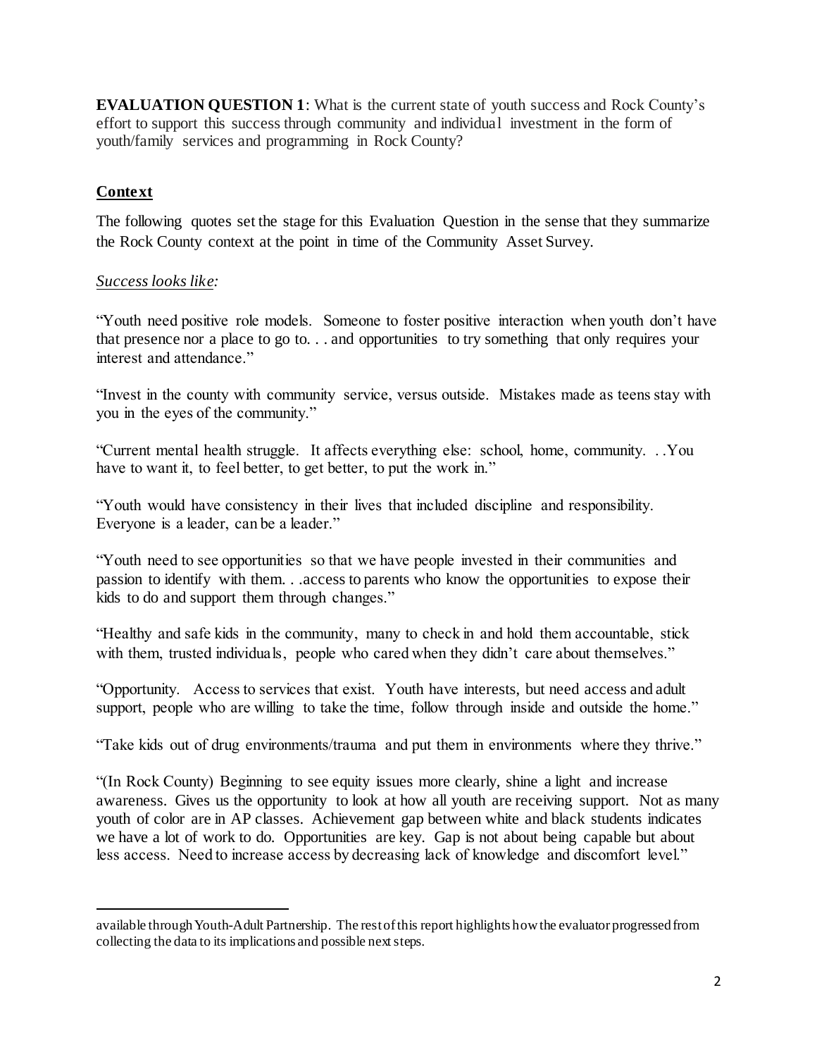**EVALUATION QUESTION 1**: What is the current state of youth success and Rock County's effort to support this success through community and individual investment in the form of youth/family services and programming in Rock County?

## **Context**

The following quotes set the stage for this Evaluation Question in the sense that they summarize the Rock County context at the point in time of the Community Asset Survey.

*Success looks like:*

"Youth need positive role models. Someone to foster positive interaction when youth don't have that presence nor a place to go to. . . and opportunities to try something that only requires your interest and attendance."

"Invest in the county with community service, versus outside. Mistakes made as teens stay with you in the eyes of the community."

"Current mental health struggle. It affects everything else: school, home, community. . .You have to want it, to feel better, to get better, to put the work in."

"Youth would have consistency in their lives that included discipline and responsibility. Everyone is a leader, can be a leader."

"Youth need to see opportunities so that we have people invested in their communities and passion to identify with them. . .access to parents who know the opportunities to expose their kids to do and support them through changes."

"Healthy and safe kids in the community, many to check in and hold them accountable, stick with them, trusted individuals, people who cared when they didn't care about themselves."

"Opportunity. Access to services that exist. Youth have interests, but need access and adult support, people who are willing to take the time, follow through inside and outside the home."

"Take kids out of drug environments/trauma and put them in environments where they thrive."

"(In Rock County) Beginning to see equity issues more clearly, shine a light and increase awareness. Gives us the opportunity to look at how all youth are receiving support. Not as many youth of color are in AP classes. Achievement gap between white and black students indicates we have a lot of work to do. Opportunities are key. Gap is not about being capable but about less access. Need to increase access by decreasing lack of knowledge and discomfort level."

---

available through Youth-Adult Partnership. The rest of this report highlights how the evaluator progressed from collecting the data to its implications and possible next steps.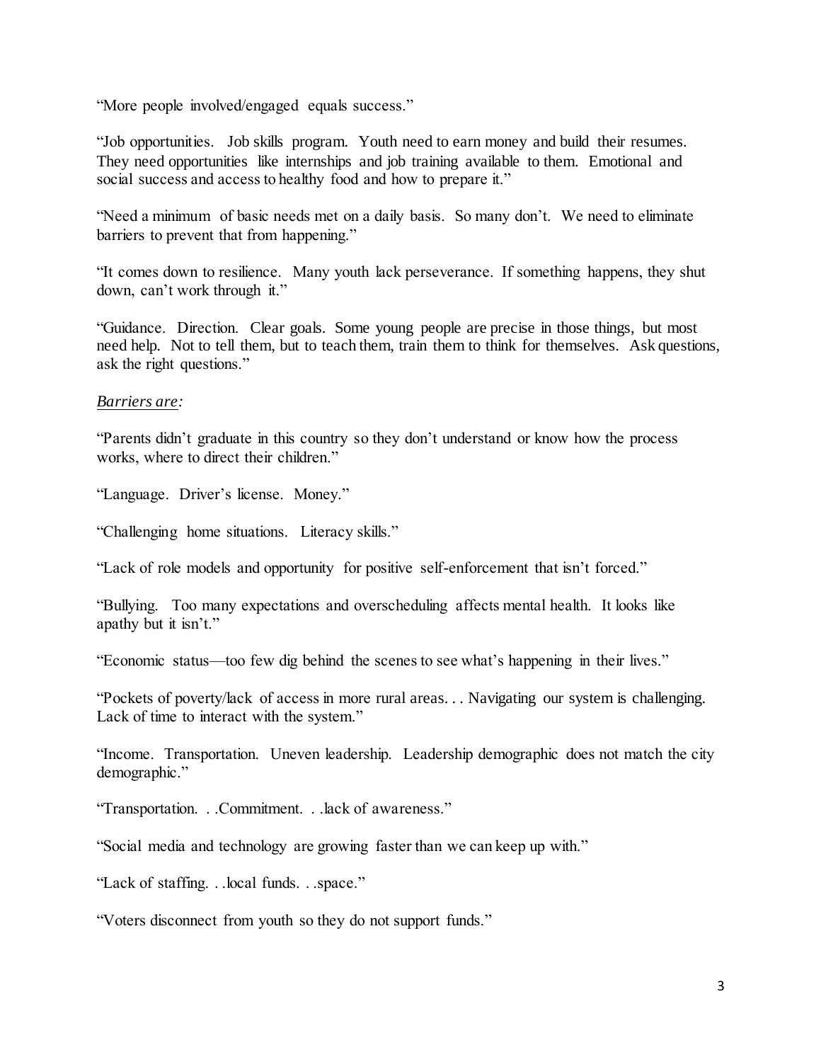"More people involved/engaged equals success."

"Job opportunities. Job skills program. Youth need to earn money and build their resumes. They need opportunities like internships and job training available to them. Emotional and social success and access to healthy food and how to prepare it."

"Need a minimum of basic needs met on a daily basis. So many don't. We need to eliminate barriers to prevent that from happening."

"It comes down to resilience. Many youth lack perseverance. If something happens, they shut down, can't work through it."

"Guidance. Direction. Clear goals. Some young people are precise in those things, but most need help. Not to tell them, but to teach them, train them to think for themselves. Ask questions, ask the right questions."

*Barriers are:*

"Parents didn't graduate in this country so they don't understand or know how the process works, where to direct their children."

"Language. Driver's license. Money."

"Challenging home situations. Literacy skills."

"Lack of role models and opportunity for positive self-enforcement that isn't forced."

"Bullying. Too many expectations and overscheduling affects mental health. It looks like apathy but it isn't."

"Economic status—too few dig behind the scenes to see what's happening in their lives."

"Pockets of poverty/lack of access in more rural areas. . . Navigating our system is challenging. Lack of time to interact with the system."

"Income. Transportation. Uneven leadership. Leadership demographic does not match the city demographic."

"Transportation. . .Commitment. . .lack of awareness."

"Social media and technology are growing faster than we can keep up with."

"Lack of staffing. . .local funds. . .space."

"Voters disconnect from youth so they do not support funds."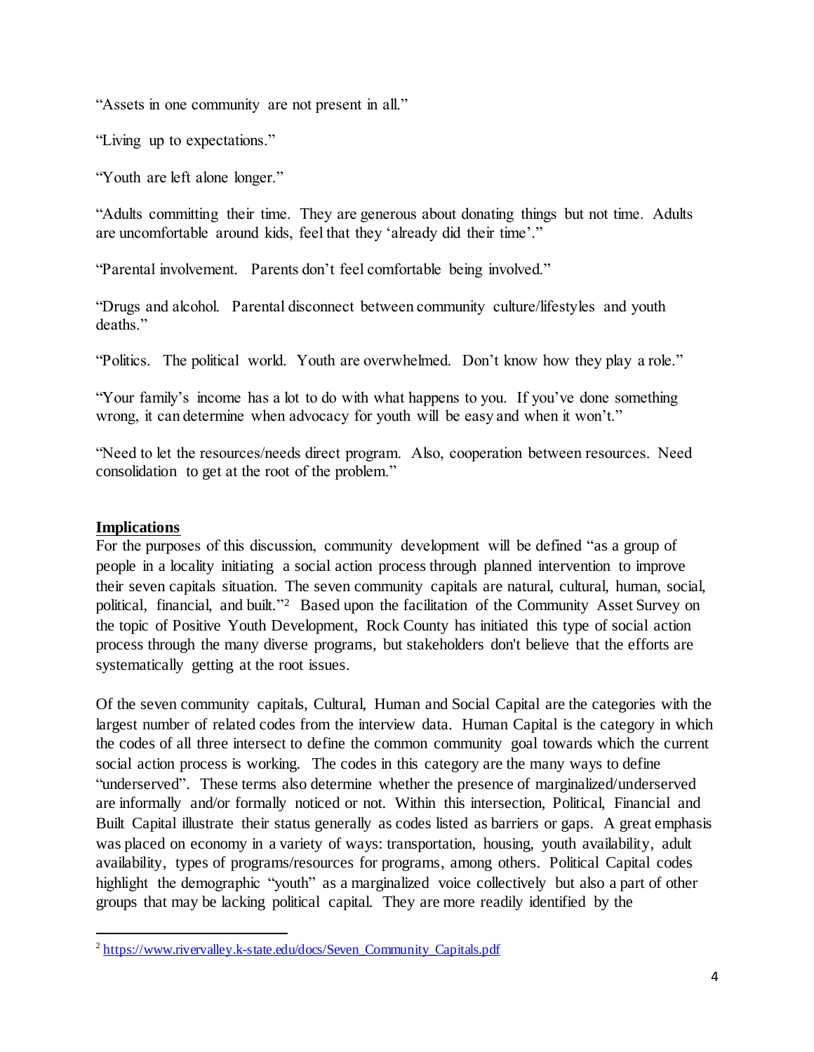"Assets in one community are not present in all."

"Living up to expectations."

"Youth are left alone longer."

"Adults committing their time. They are generous about donating things but not time. Adults are uncomfortable around kids, feel that they 'already did their time'."

"Parental involvement. Parents don't feel comfortable being involved."

"Drugs and alcohol. Parental disconnect between community culture/lifestyles and youth deaths."

"Politics. The political world. Youth are overwhelmed. Don't know how they play a role."

"Your family's income has a lot to do with what happens to you. If you've done something wrong, it can determine when advocacy for youth will be easy and when it won't."

"Need to let the resources/needs direct program. Also, cooperation between resources. Need consolidation to get at the root of the problem."

## Implications

For the purposes of this discussion, community development will be defined "as a group of people in a locality initiating a social action process through planned intervention to improve their seven capitals situation. The seven community capitals are natural, cultural, human, social, political, financial, and built."[2] Based upon the facilitation of the Community Asset Survey on the topic of Positive Youth Development, Rock County has initiated this type of social action process through the many diverse programs, but stakeholders don't believe that the efforts are systematically getting at the root issues.

Of the seven community capitals, Cultural, Human and Social Capital are the categories with the largest number of related codes from the interview data. Human Capital is the category in which the codes of all three intersect to define the common community goal towards which the current social action process is working. The codes in this category are the many ways to define "underserved". These terms also determine whether the presence of marginalized/underserved are informally and/or formally noticed or not. Within this intersection, Political, Financial and Built Capital illustrate their status generally as codes listed as barriers or gaps. A great emphasis was placed on economy in a variety of ways: transportation, housing, youth availability, adult availability, types of programs/resources for programs, among others. Political Capital codes highlight the demographic "youth" as a marginalized voice collectively but also a part of other groups that may be lacking political capital. They are more readily identified by the

[2] https://www.rivervalley.k-state.edu/docs/Seven_Community_Capitals.pdf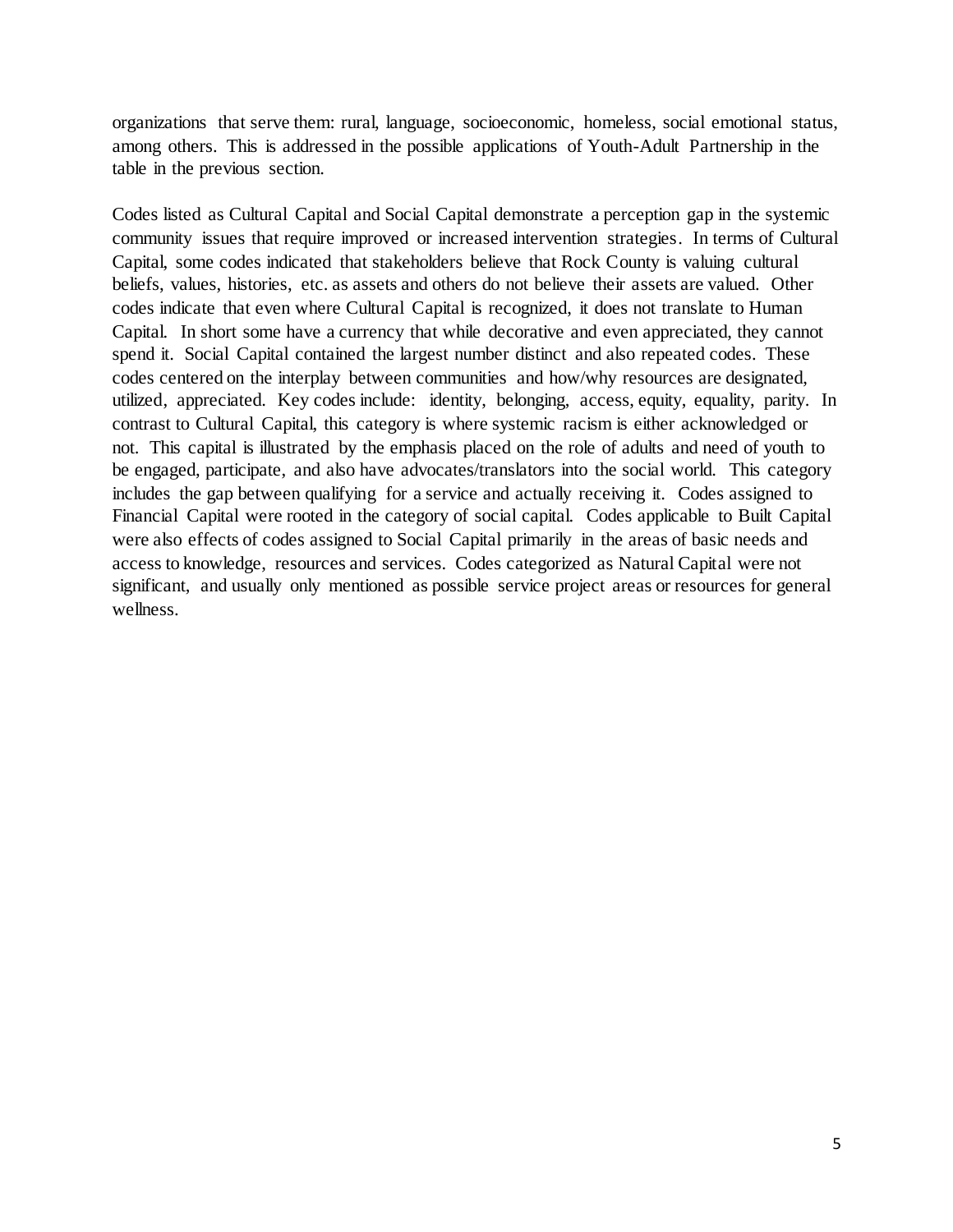organizations that serve them: rural, language, socioeconomic, homeless, social emotional status, among others. This is addressed in the possible applications of Youth-Adult Partnership in the table in the previous section.

Codes listed as Cultural Capital and Social Capital demonstrate a perception gap in the systemic community issues that require improved or increased intervention strategies. In terms of Cultural Capital, some codes indicated that stakeholders believe that Rock County is valuing cultural beliefs, values, histories, etc. as assets and others do not believe their assets are valued. Other codes indicate that even where Cultural Capital is recognized, it does not translate to Human Capital. In short some have a currency that while decorative and even appreciated, they cannot spend it. Social Capital contained the largest number distinct and also repeated codes. These codes centered on the interplay between communities and how/why resources are designated, utilized, appreciated. Key codes include: identity, belonging, access, equity, equality, parity. In contrast to Cultural Capital, this category is where systemic racism is either acknowledged or not. This capital is illustrated by the emphasis placed on the role of adults and need of youth to be engaged, participate, and also have advocates/translators into the social world. This category includes the gap between qualifying for a service and actually receiving it. Codes assigned to Financial Capital were rooted in the category of social capital. Codes applicable to Built Capital were also effects of codes assigned to Social Capital primarily in the areas of basic needs and access to knowledge, resources and services. Codes categorized as Natural Capital were not significant, and usually only mentioned as possible service project areas or resources for general wellness.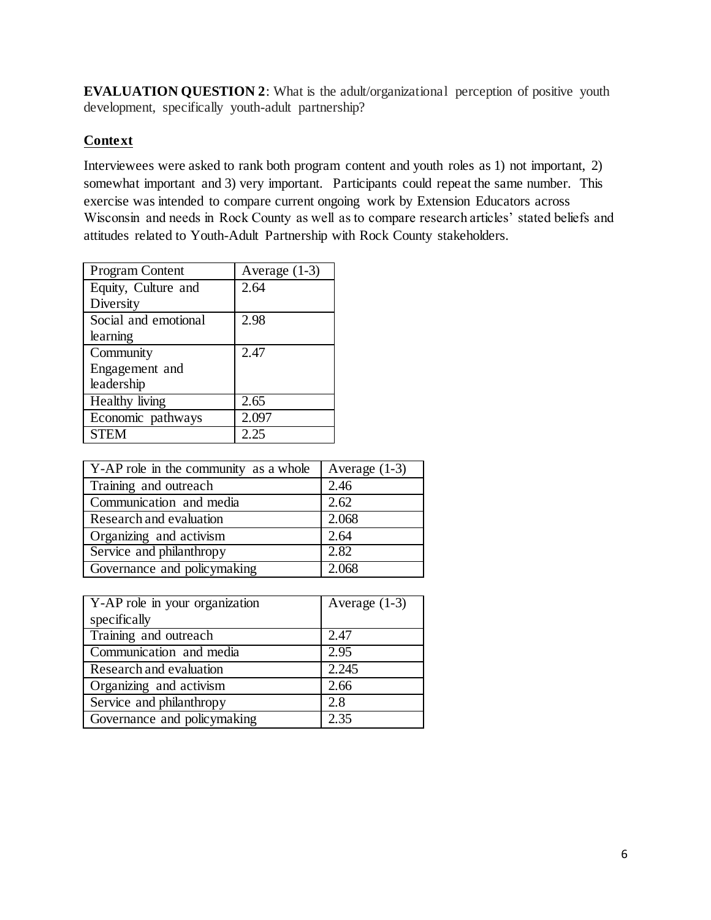**EVALUATION QUESTION 2**: What is the adult/organizational perception of positive youth development, specifically youth-adult partnership?

**Context**

Interviewees were asked to rank both program content and youth roles as 1) not important, 2) somewhat important and 3) very important. Participants could repeat the same number. This exercise was intended to compare current ongoing work by Extension Educators across Wisconsin and needs in Rock County as well as to compare research articles' stated beliefs and attitudes related to Youth-Adult Partnership with Rock County stakeholders.

| Program Content | Average (1-3) |
|---|---|
| Equity, Culture and Diversity | 2.64 |
| Social and emotional learning | 2.98 |
| Community Engagement and leadership | 2.47 |
| Healthy living | 2.65 |
| Economic pathways | 2.097 |
| STEM | 2.25 |

| Y-AP role in the community as a whole | Average (1-3) |
|---|---|
| Training and outreach | 2.46 |
| Communication and media | 2.62 |
| Research and evaluation | 2.068 |
| Organizing and activism | 2.64 |
| Service and philanthropy | 2.82 |
| Governance and policymaking | 2.068 |

| Y-AP role in your organization specifically | Average (1-3) |
|---|---|
| Training and outreach | 2.47 |
| Communication and media | 2.95 |
| Research and evaluation | 2.245 |
| Organizing and activism | 2.66 |
| Service and philanthropy | 2.8 |
| Governance and policymaking | 2.35 |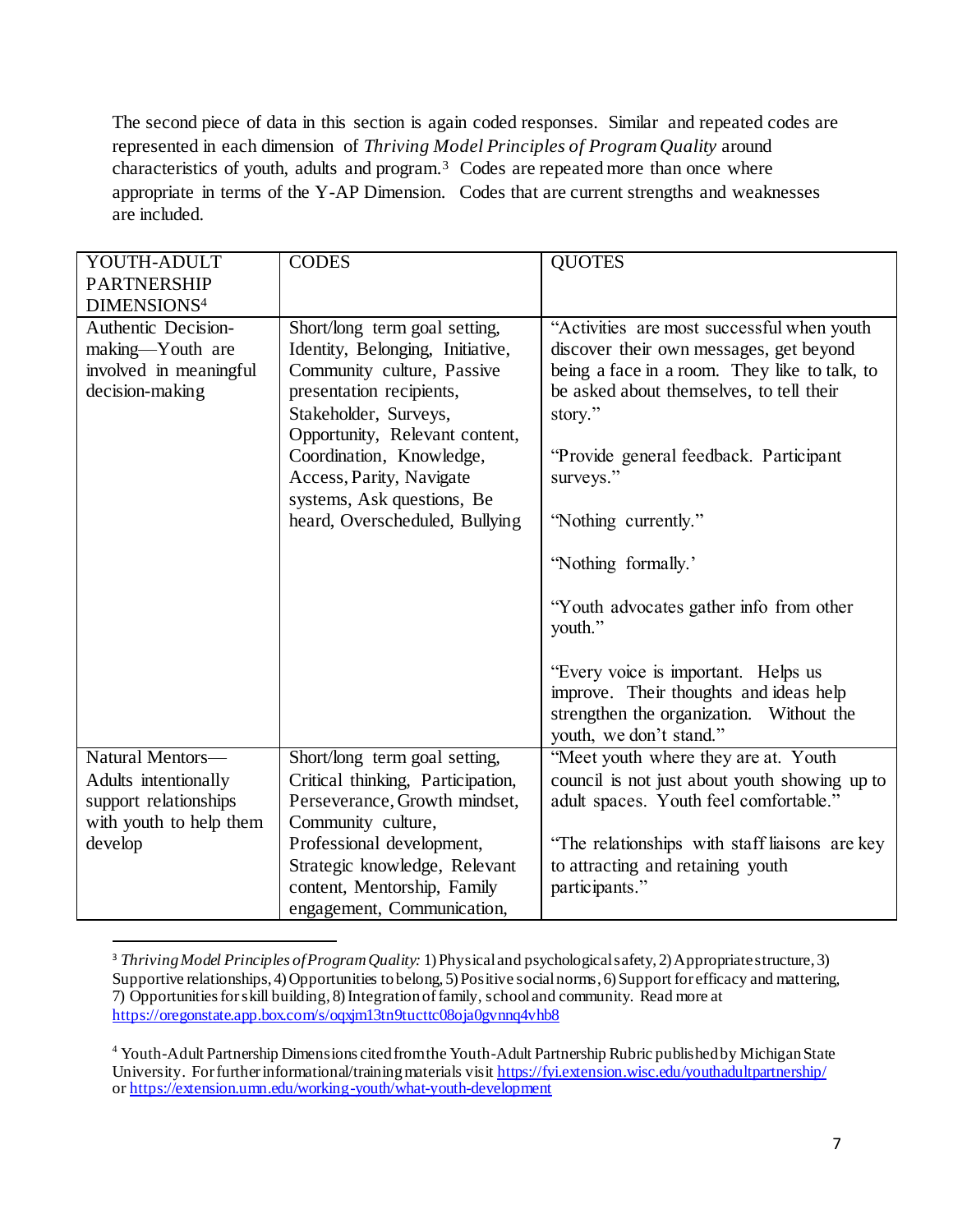The second piece of data in this section is again coded responses. Similar and repeated codes are represented in each dimension of *Thriving Model Principles of Program Quality* around characteristics of youth, adults and program.[3] Codes are repeated more than once where appropriate in terms of the Y-AP Dimension. Codes that are current strengths and weaknesses are included.

| YOUTH-ADULT PARTNERSHIP DIMENSIONS[4] | CODES | QUOTES |
|---|---|---|
| Authentic Decision-making—Youth are involved in meaningful decision-making | Short/long term goal setting, Identity, Belonging, Initiative, Community culture, Passive presentation recipients, Stakeholder, Surveys, Opportunity, Relevant content, Coordination, Knowledge, Access, Parity, Navigate systems, Ask questions, Be heard, Overscheduled, Bullying | "Activities are most successful when youth discover their own messages, get beyond being a face in a room. They like to talk, to be asked about themselves, to tell their story." <br><br> "Provide general feedback. Participant surveys." <br><br> "Nothing currently." <br><br> "Nothing formally.' <br><br> "Youth advocates gather info from other youth." <br><br> "Every voice is important. Helps us improve. Their thoughts and ideas help strengthen the organization. Without the youth, we don't stand." |
| Natural Mentors—Adults intentionally support relationships with youth to help them develop | Short/long term goal setting, Critical thinking, Participation, Perseverance, Growth mindset, Community culture, Professional development, Strategic knowledge, Relevant content, Mentorship, Family engagement, Communication, | "Meet youth where they are at. Youth council is not just about youth showing up to adult spaces. Youth feel comfortable." <br><br> "The relationships with staff liaisons are key to attracting and retaining youth participants." |

[3] *Thriving Model Principles of Program Quality:* 1) Physical and psychological safety, 2) Appropriate structure, 3) Supportive relationships, 4) Opportunities to belong, 5) Positive social norms, 6) Support for efficacy and mattering, 7) Opportunities for skill building, 8) Integration of family, school and community. Read more at https://oregonstate.app.box.com/s/oqxjm13tn9tucttc08oja0gvnnq4vhb8

[4] Youth-Adult Partnership Dimensions cited from the Youth-Adult Partnership Rubric published by Michigan State University. For further information/training materials visit https://fyi.extension.wisc.edu/youthadultpartnership/ or https://extension.umn.edu/working-youth/what-youth-development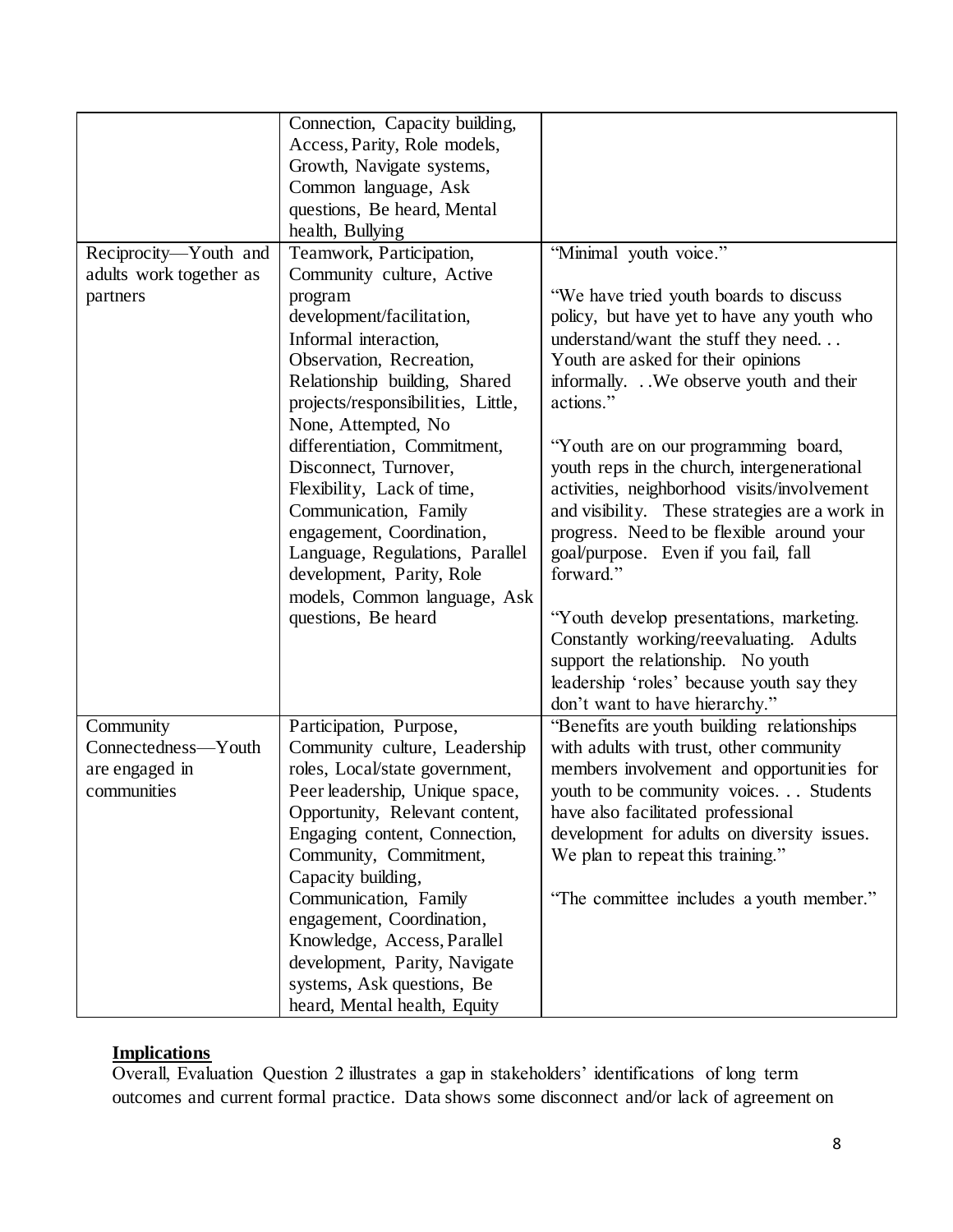| | | |
|---|---|---|
| | Connection, Capacity building, Access, Parity, Role models, Growth, Navigate systems, Common language, Ask questions, Be heard, Mental health, Bullying | |
| Reciprocity—Youth and adults work together as partners | Teamwork, Participation, Community culture, Active program development/facilitation, Informal interaction, Observation, Recreation, Relationship building, Shared projects/responsibilities, Little, None, Attempted, No differentiation, Commitment, Disconnect, Turnover, Flexibility, Lack of time, Communication, Family engagement, Coordination, Language, Regulations, Parallel development, Parity, Role models, Common language, Ask questions, Be heard | "Minimal youth voice."<br><br>"We have tried youth boards to discuss policy, but have yet to have any youth who understand/want the stuff they need. . . Youth are asked for their opinions informally. . .We observe youth and their actions."<br><br>"Youth are on our programming board, youth reps in the church, intergenerational activities, neighborhood visits/involvement and visibility. These strategies are a work in progress. Need to be flexible around your goal/purpose. Even if you fail, fall forward."<br><br>"Youth develop presentations, marketing. Constantly working/reevaluating. Adults support the relationship. No youth leadership 'roles' because youth say they don't want to have hierarchy." |
| Community Connectedness—Youth are engaged in communities | Participation, Purpose, Community culture, Leadership roles, Local/state government, Peer leadership, Unique space, Opportunity, Relevant content, Engaging content, Connection, Community, Commitment, Capacity building, Communication, Family engagement, Coordination, Knowledge, Access, Parallel development, Parity, Navigate systems, Ask questions, Be heard, Mental health, Equity | "Benefits are youth building relationships with adults with trust, other community members involvement and opportunities for youth to be community voices. . . Students have also facilitated professional development for adults on diversity issues. We plan to repeat this training."<br><br>"The committee includes a youth member." |

## Implications

Overall, Evaluation Question 2 illustrates a gap in stakeholders' identifications of long term outcomes and current formal practice. Data shows some disconnect and/or lack of agreement on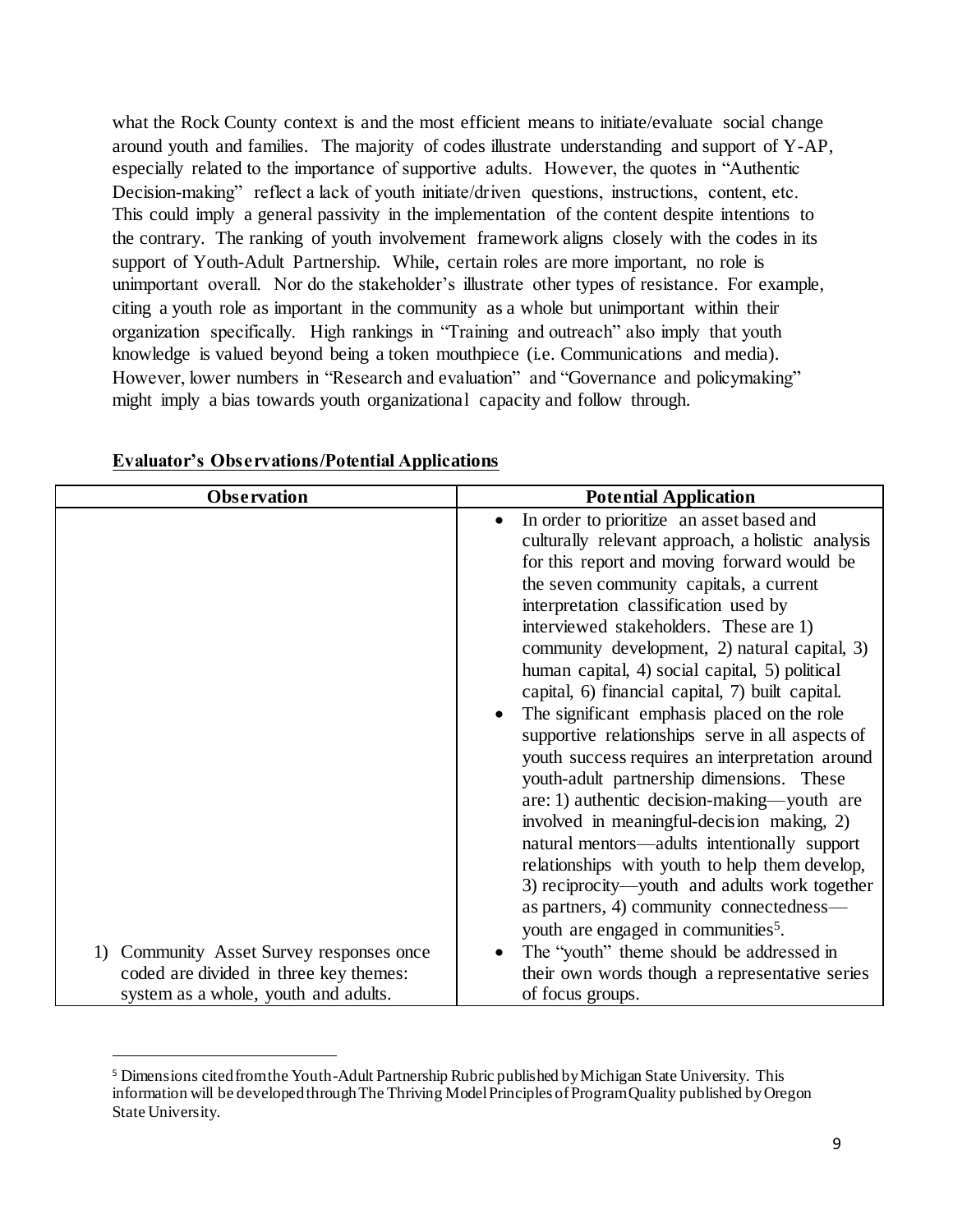what the Rock County context is and the most efficient means to initiate/evaluate social change around youth and families. The majority of codes illustrate understanding and support of Y-AP, especially related to the importance of supportive adults. However, the quotes in "Authentic Decision-making" reflect a lack of youth initiate/driven questions, instructions, content, etc. This could imply a general passivity in the implementation of the content despite intentions to the contrary. The ranking of youth involvement framework aligns closely with the codes in its support of Youth-Adult Partnership. While, certain roles are more important, no role is unimportant overall. Nor do the stakeholder's illustrate other types of resistance. For example, citing a youth role as important in the community as a whole but unimportant within their organization specifically. High rankings in "Training and outreach" also imply that youth knowledge is valued beyond being a token mouthpiece (i.e. Communications and media). However, lower numbers in "Research and evaluation" and "Governance and policymaking" might imply a bias towards youth organizational capacity and follow through.

**Evaluator's Observations/Potential Applications**

| Observation | Potential Application |
|---|---|
| 1) Community Asset Survey responses once coded are divided in three key themes: system as a whole, youth and adults. | • In order to prioritize an asset based and culturally relevant approach, a holistic analysis for this report and moving forward would be the seven community capitals, a current interpretation classification used by interviewed stakeholders. These are 1) community development, 2) natural capital, 3) human capital, 4) social capital, 5) political capital, 6) financial capital, 7) built capital.<br>• The significant emphasis placed on the role supportive relationships serve in all aspects of youth success requires an interpretation around youth-adult partnership dimensions. These are: 1) authentic decision-making—youth are involved in meaningful-decision making, 2) natural mentors—adults intentionally support relationships with youth to help them develop, 3) reciprocity—youth and adults work together as partners, 4) community connectedness—youth are engaged in communities[5].<br>• The "youth" theme should be addressed in their own words though a representative series of focus groups. |

[5] Dimensions cited from the Youth-Adult Partnership Rubric published by Michigan State University. This information will be developed through The Thriving Model Principles of Program Quality published by Oregon State University.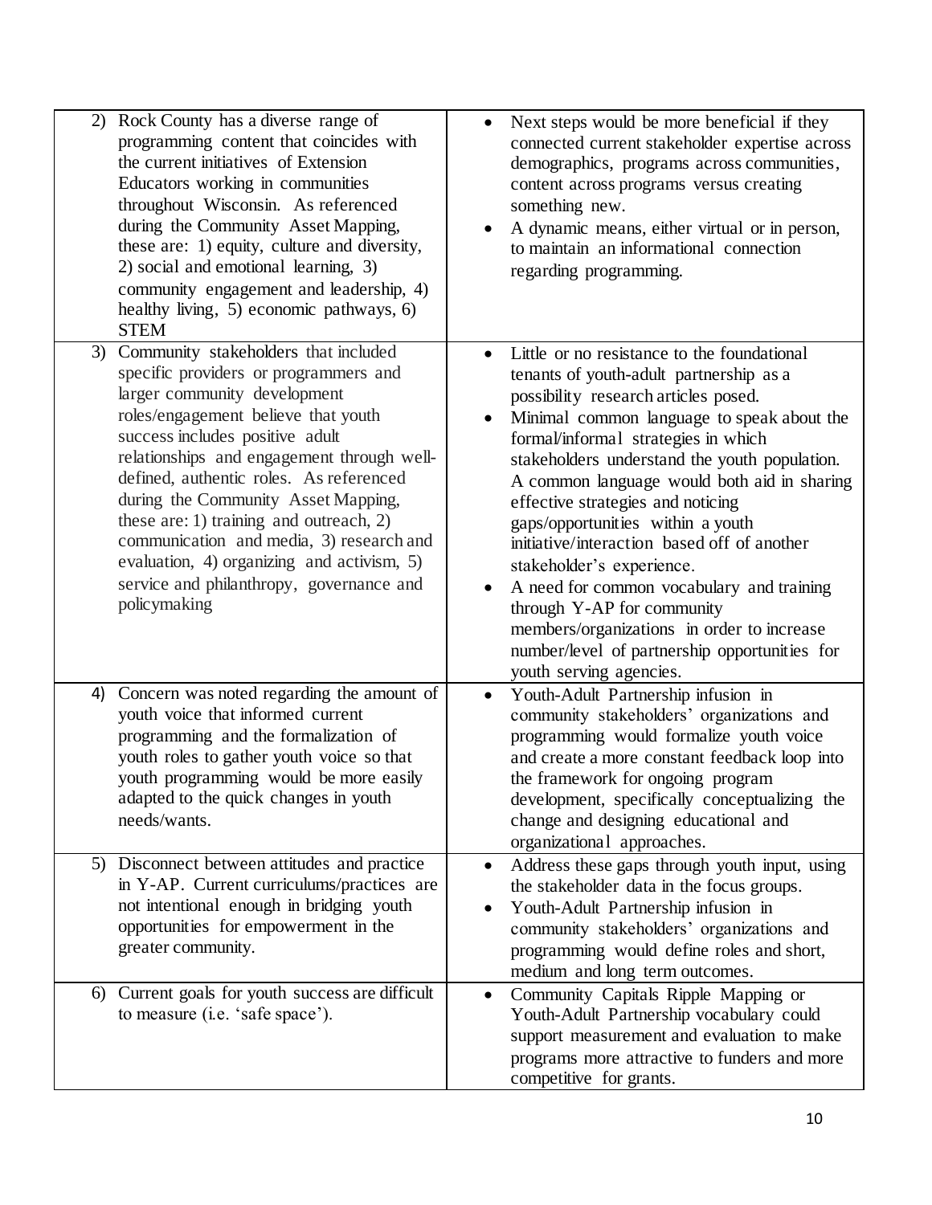| | |
|---|---|
| 2) Rock County has a diverse range of programming content that coincides with the current initiatives of Extension Educators working in communities throughout Wisconsin. As referenced during the Community Asset Mapping, these are: 1) equity, culture and diversity, 2) social and emotional learning, 3) community engagement and leadership, 4) healthy living, 5) economic pathways, 6) STEM | • Next steps would be more beneficial if they connected current stakeholder expertise across demographics, programs across communities, content across programs versus creating something new.<br>• A dynamic means, either virtual or in person, to maintain an informational connection regarding programming. |
| 3) Community stakeholders that included specific providers or programmers and larger community development roles/engagement believe that youth success includes positive adult relationships and engagement through well-defined, authentic roles. As referenced during the Community Asset Mapping, these are: 1) training and outreach, 2) communication and media, 3) research and evaluation, 4) organizing and activism, 5) service and philanthropy, governance and policymaking | • Little or no resistance to the foundational tenants of youth-adult partnership as a possibility research articles posed.<br>• Minimal common language to speak about the formal/informal strategies in which stakeholders understand the youth population. A common language would both aid in sharing effective strategies and noticing gaps/opportunities within a youth initiative/interaction based off of another stakeholder's experience.<br>• A need for common vocabulary and training through Y-AP for community members/organizations in order to increase number/level of partnership opportunities for youth serving agencies. |
| 4) Concern was noted regarding the amount of youth voice that informed current programming and the formalization of youth roles to gather youth voice so that youth programming would be more easily adapted to the quick changes in youth needs/wants. | • Youth-Adult Partnership infusion in community stakeholders' organizations and programming would formalize youth voice and create a more constant feedback loop into the framework for ongoing program development, specifically conceptualizing the change and designing educational and organizational approaches. |
| 5) Disconnect between attitudes and practice in Y-AP. Current curriculums/practices are not intentional enough in bridging youth opportunities for empowerment in the greater community. | • Address these gaps through youth input, using the stakeholder data in the focus groups.<br>• Youth-Adult Partnership infusion in community stakeholders' organizations and programming would define roles and short, medium and long term outcomes. |
| 6) Current goals for youth success are difficult to measure (i.e. 'safe space'). | • Community Capitals Ripple Mapping or Youth-Adult Partnership vocabulary could support measurement and evaluation to make programs more attractive to funders and more competitive for grants. |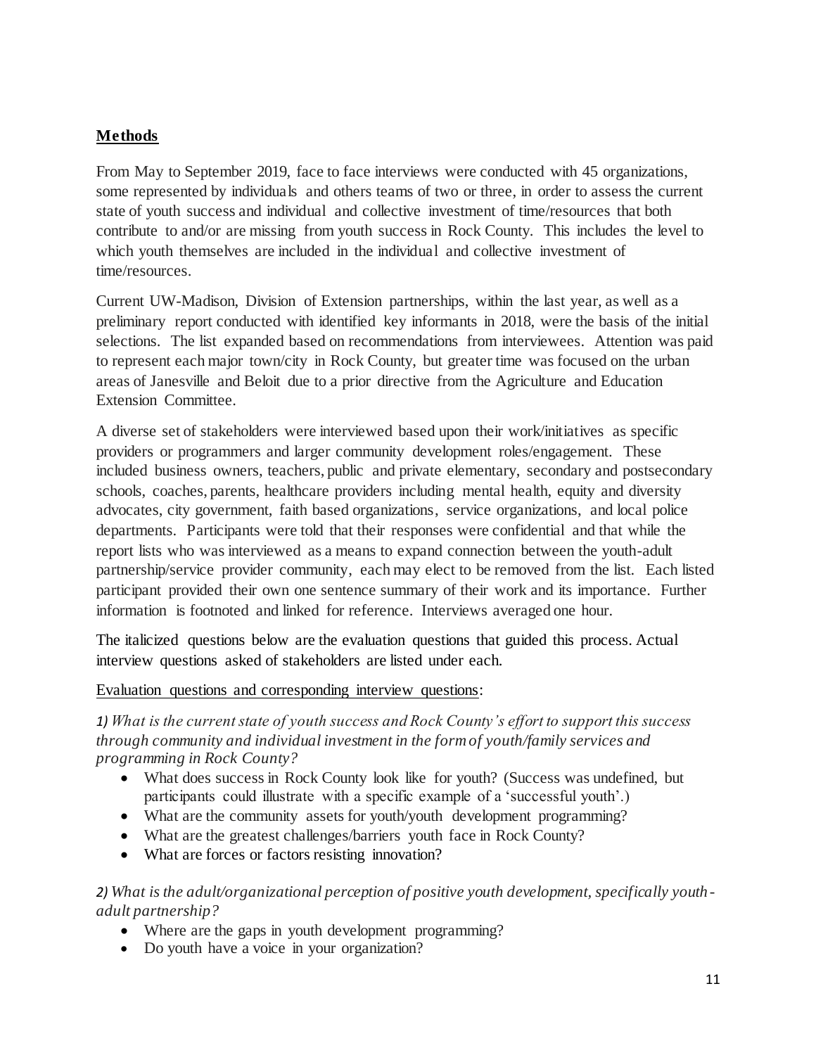## Methods

From May to September 2019, face to face interviews were conducted with 45 organizations, some represented by individuals and others teams of two or three, in order to assess the current state of youth success and individual and collective investment of time/resources that both contribute to and/or are missing from youth success in Rock County. This includes the level to which youth themselves are included in the individual and collective investment of time/resources.

Current UW-Madison, Division of Extension partnerships, within the last year, as well as a preliminary report conducted with identified key informants in 2018, were the basis of the initial selections. The list expanded based on recommendations from interviewees. Attention was paid to represent each major town/city in Rock County, but greater time was focused on the urban areas of Janesville and Beloit due to a prior directive from the Agriculture and Education Extension Committee.

A diverse set of stakeholders were interviewed based upon their work/initiatives as specific providers or programmers and larger community development roles/engagement. These included business owners, teachers, public and private elementary, secondary and postsecondary schools, coaches, parents, healthcare providers including mental health, equity and diversity advocates, city government, faith based organizations, service organizations, and local police departments. Participants were told that their responses were confidential and that while the report lists who was interviewed as a means to expand connection between the youth-adult partnership/service provider community, each may elect to be removed from the list. Each listed participant provided their own one sentence summary of their work and its importance. Further information is footnoted and linked for reference. Interviews averaged one hour.

The italicized questions below are the evaluation questions that guided this process. Actual interview questions asked of stakeholders are listed under each.

Evaluation questions and corresponding interview questions:

*1) What is the current state of youth success and Rock County's effort to support this success through community and individual investment in the form of youth/family services and programming in Rock County?*

- What does success in Rock County look like for youth? (Success was undefined, but participants could illustrate with a specific example of a 'successful youth'.)
- What are the community assets for youth/youth development programming?
- What are the greatest challenges/barriers youth face in Rock County?
- What are forces or factors resisting innovation?

*2) What is the adult/organizational perception of positive youth development, specifically youth-adult partnership?*

- Where are the gaps in youth development programming?
- Do youth have a voice in your organization?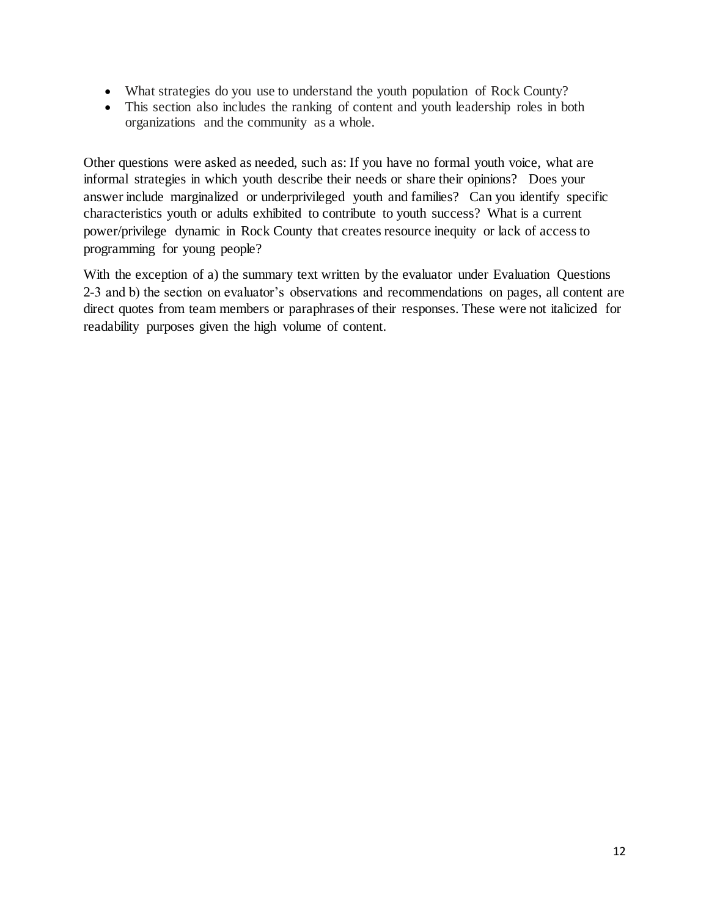- What strategies do you use to understand the youth population of Rock County?
- This section also includes the ranking of content and youth leadership roles in both organizations and the community as a whole.

Other questions were asked as needed, such as: If you have no formal youth voice, what are informal strategies in which youth describe their needs or share their opinions? Does your answer include marginalized or underprivileged youth and families? Can you identify specific characteristics youth or adults exhibited to contribute to youth success? What is a current power/privilege dynamic in Rock County that creates resource inequity or lack of access to programming for young people?

With the exception of a) the summary text written by the evaluator under Evaluation Questions 2-3 and b) the section on evaluator's observations and recommendations on pages, all content are direct quotes from team members or paraphrases of their responses. These were not italicized for readability purposes given the high volume of content.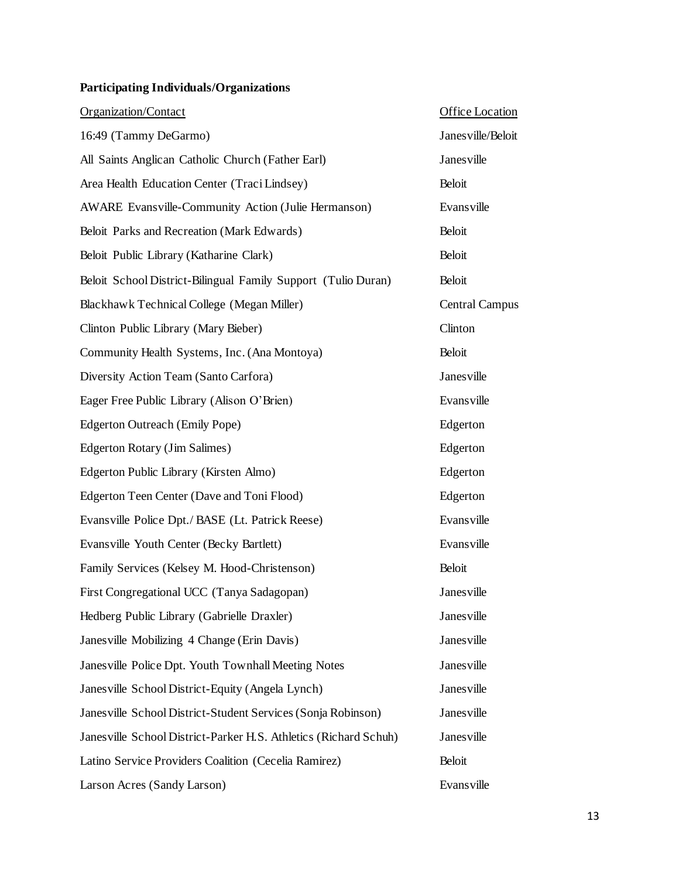**Participating Individuals/Organizations**

| Organization/Contact | Office Location |
|---|---|
| 16:49 (Tammy DeGarmo) | Janesville/Beloit |
| All Saints Anglican Catholic Church (Father Earl) | Janesville |
| Area Health Education Center (Traci Lindsey) | Beloit |
| AWARE Evansville-Community Action (Julie Hermanson) | Evansville |
| Beloit Parks and Recreation (Mark Edwards) | Beloit |
| Beloit Public Library (Katharine Clark) | Beloit |
| Beloit School District-Bilingual Family Support (Tulio Duran) | Beloit |
| Blackhawk Technical College (Megan Miller) | Central Campus |
| Clinton Public Library (Mary Bieber) | Clinton |
| Community Health Systems, Inc. (Ana Montoya) | Beloit |
| Diversity Action Team (Santo Carfora) | Janesville |
| Eager Free Public Library (Alison O'Brien) | Evansville |
| Edgerton Outreach (Emily Pope) | Edgerton |
| Edgerton Rotary (Jim Salimes) | Edgerton |
| Edgerton Public Library (Kirsten Almo) | Edgerton |
| Edgerton Teen Center (Dave and Toni Flood) | Edgerton |
| Evansville Police Dpt./ BASE (Lt. Patrick Reese) | Evansville |
| Evansville Youth Center (Becky Bartlett) | Evansville |
| Family Services (Kelsey M. Hood-Christenson) | Beloit |
| First Congregational UCC (Tanya Sadagopan) | Janesville |
| Hedberg Public Library (Gabrielle Draxler) | Janesville |
| Janesville Mobilizing 4 Change (Erin Davis) | Janesville |
| Janesville Police Dpt. Youth Townhall Meeting Notes | Janesville |
| Janesville School District-Equity (Angela Lynch) | Janesville |
| Janesville School District-Student Services (Sonja Robinson) | Janesville |
| Janesville School District-Parker H.S. Athletics (Richard Schuh) | Janesville |
| Latino Service Providers Coalition (Cecelia Ramirez) | Beloit |
| Larson Acres (Sandy Larson) | Evansville |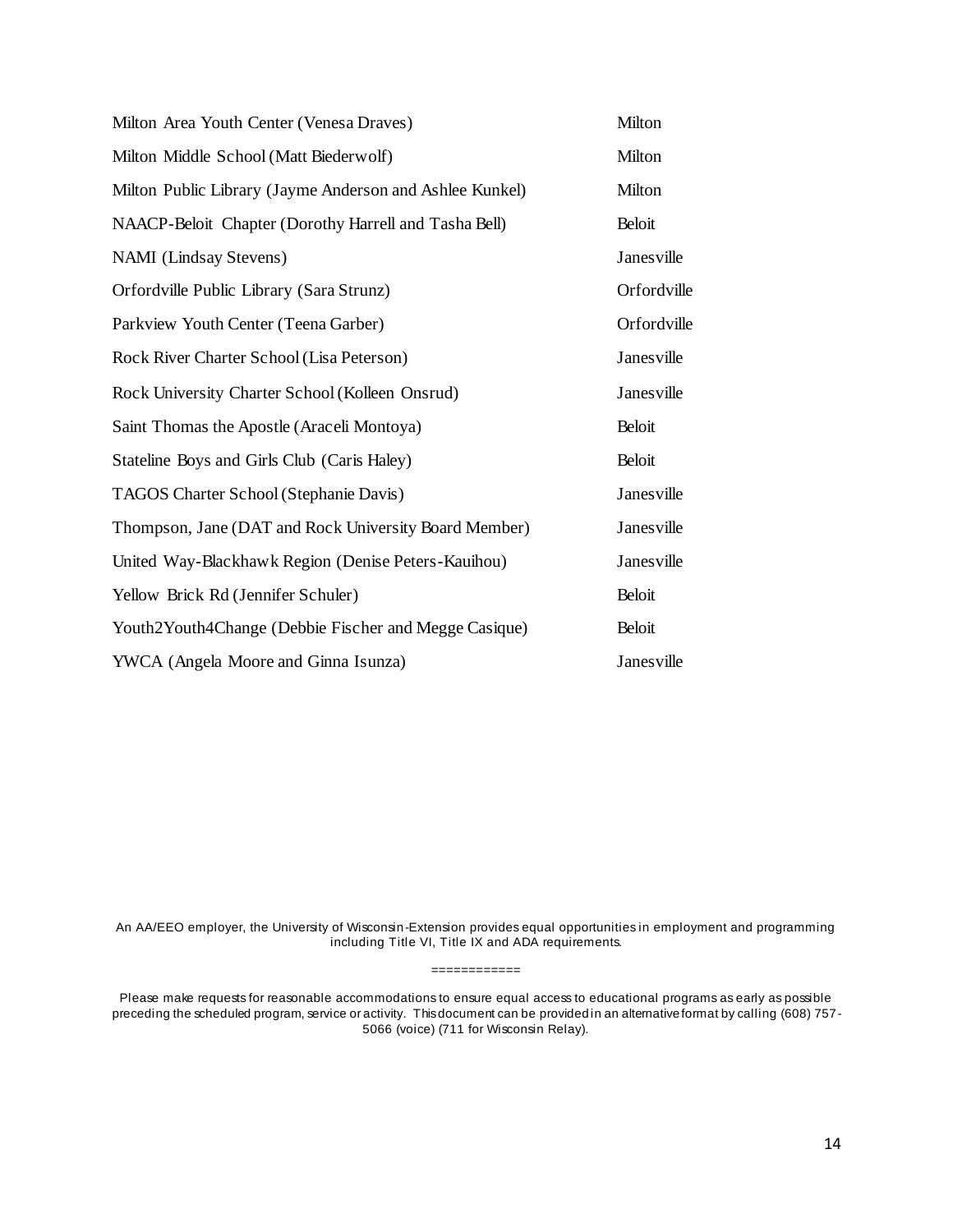| | |
|---|---|
| Milton Area Youth Center (Venesa Draves) | Milton |
| Milton Middle School (Matt Biederwolf) | Milton |
| Milton Public Library (Jayme Anderson and Ashlee Kunkel) | Milton |
| NAACP-Beloit Chapter (Dorothy Harrell and Tasha Bell) | Beloit |
| NAMI (Lindsay Stevens) | Janesville |
| Orfordville Public Library (Sara Strunz) | Orfordville |
| Parkview Youth Center (Teena Garber) | Orfordville |
| Rock River Charter School (Lisa Peterson) | Janesville |
| Rock University Charter School (Kolleen Onsrud) | Janesville |
| Saint Thomas the Apostle (Araceli Montoya) | Beloit |
| Stateline Boys and Girls Club (Caris Haley) | Beloit |
| TAGOS Charter School (Stephanie Davis) | Janesville |
| Thompson, Jane (DAT and Rock University Board Member) | Janesville |
| United Way-Blackhawk Region (Denise Peters-Kauihou) | Janesville |
| Yellow Brick Rd (Jennifer Schuler) | Beloit |
| Youth2Youth4Change (Debbie Fischer and Megge Casique) | Beloit |
| YWCA (Angela Moore and Ginna Isunza) | Janesville |

An AA/EEO employer, the University of Wisconsin-Extension provides equal opportunities in employment and programming including Title VI, Title IX and ADA requirements.

============

Please make requests for reasonable accommodations to ensure equal access to educational programs as early as possible preceding the scheduled program, service or activity. This document can be provided in an alternative format by calling (608) 757-5066 (voice) (711 for Wisconsin Relay).